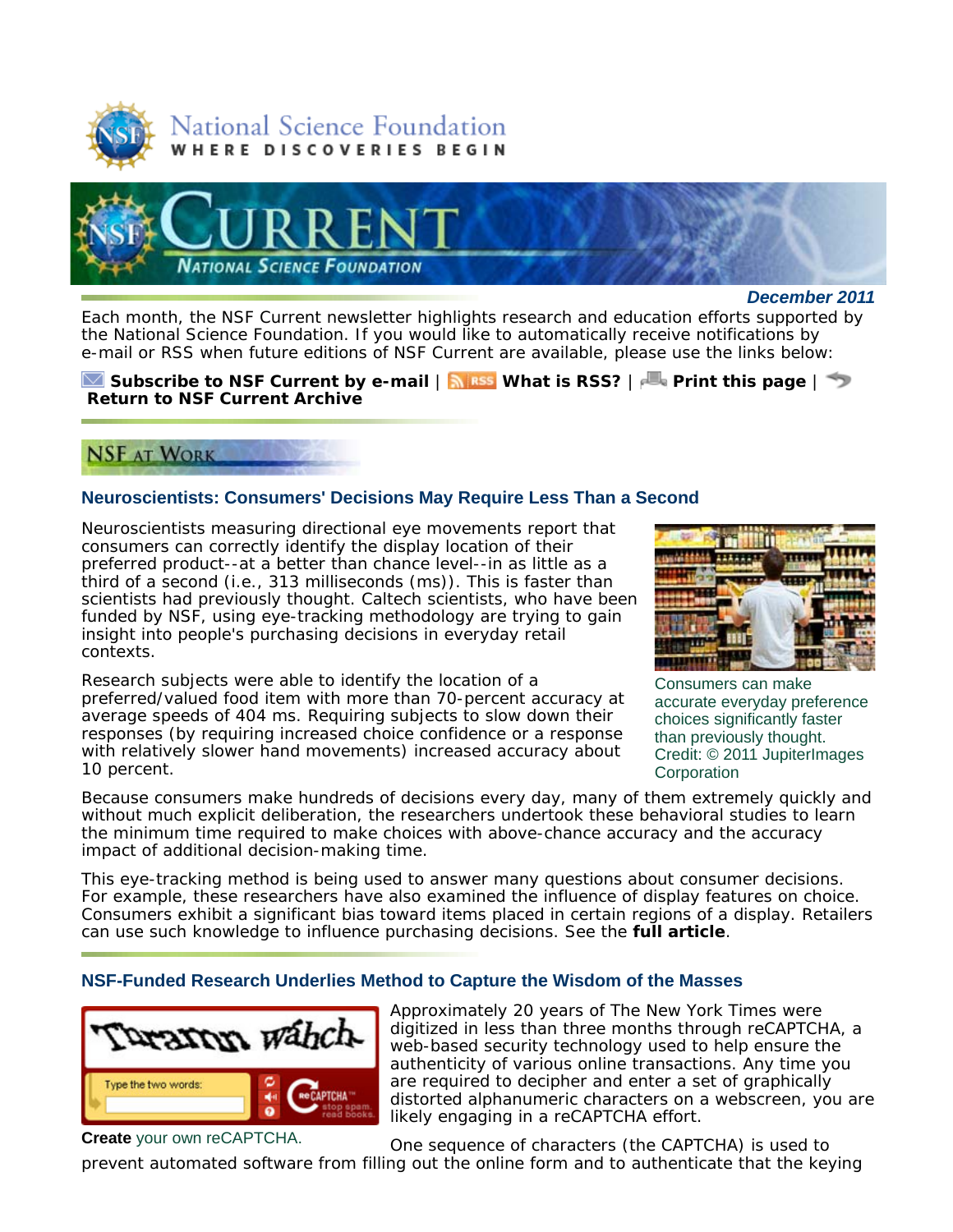National Science Foundation
WHERE DISCOVERIES BEGIN

# CURRENT
NATIONAL SCIENCE FOUNDATION

*December 2011*

Each month, the NSF Current newsletter highlights research and education efforts supported by the National Science Foundation. If you would like to automatically receive notifications by e-mail or RSS when future editions of NSF Current are available, please use the links below:

**Subscribe to NSF Current by e-mail** | **What is RSS?** | **Print this page** | **Return to NSF Current Archive**

## NSF AT WORK

### Neuroscientists: Consumers' Decisions May Require Less Than a Second

Neuroscientists measuring directional eye movements report that consumers can correctly identify the display location of their preferred product--at a better than chance level--in as little as a third of a second (i.e., 313 milliseconds (ms)). This is faster than scientists had previously thought. Caltech scientists, who have been funded by NSF, using eye-tracking methodology are trying to gain insight into people's purchasing decisions in everyday retail contexts.

Consumers can make accurate everyday preference choices significantly faster than previously thought. Credit: © 2011 JupiterImages Corporation

Research subjects were able to identify the location of a preferred/valued food item with more than 70-percent accuracy at average speeds of 404 ms. Requiring subjects to slow down their responses (by requiring increased choice confidence or a response with relatively slower hand movements) increased accuracy about 10 percent.

Because consumers make hundreds of decisions every day, many of them extremely quickly and without much explicit deliberation, the researchers undertook these behavioral studies to learn the minimum time required to make choices with above-chance accuracy and the accuracy impact of additional decision-making time.

This eye-tracking method is being used to answer many questions about consumer decisions. For example, these researchers have also examined the influence of display features on choice. Consumers exhibit a significant bias toward items placed in certain regions of a display. Retailers can use such knowledge to influence purchasing decisions. See the **full article**.

### NSF-Funded Research Underlies Method to Capture the Wisdom of the Masses

**Create** your own reCAPTCHA.

Approximately 20 years of The New York Times were digitized in less than three months through reCAPTCHA, a web-based security technology used to help ensure the authenticity of various online transactions. Any time you are required to decipher and enter a set of graphically distorted alphanumeric characters on a webscreen, you are likely engaging in a reCAPTCHA effort.

One sequence of characters (the CAPTCHA) is used to prevent automated software from filling out the online form and to authenticate that the keying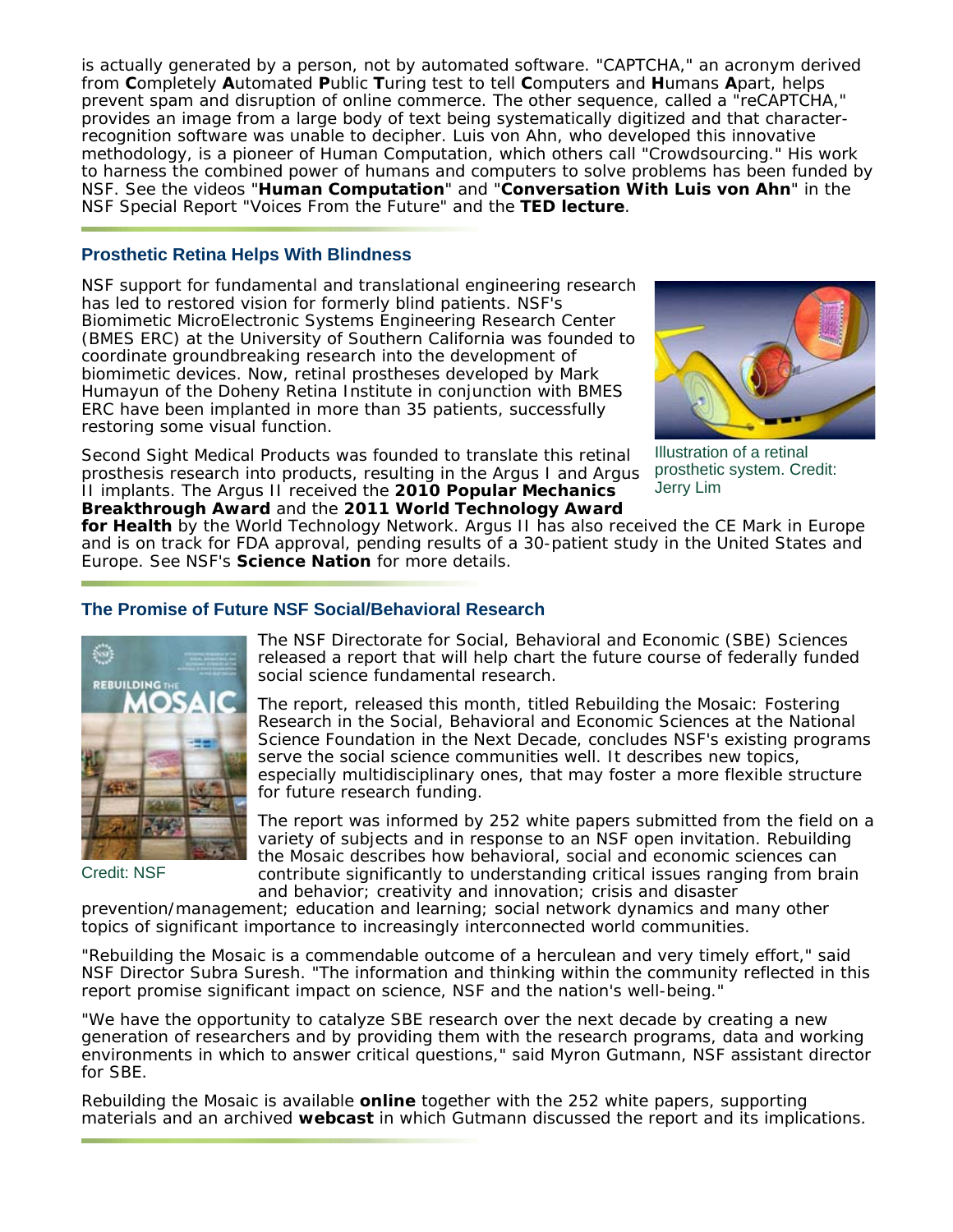is actually generated by a person, not by automated software. "CAPTCHA," an acronym derived from **C**ompletely **A**utomated **P**ublic **T**uring test to tell **C**omputers and **H**umans **A**part, helps prevent spam and disruption of online commerce. The other sequence, called a "reCAPTCHA," provides an image from a large body of text being systematically digitized and that character-recognition software was unable to decipher. Luis von Ahn, who developed this innovative methodology, is a pioneer of Human Computation, which others call "Crowdsourcing." His work to harness the combined power of humans and computers to solve problems has been funded by NSF. See the videos "**Human Computation**" and "**Conversation With Luis von Ahn**" in the NSF Special Report "Voices From the Future" and the **TED lecture**.

### Prosthetic Retina Helps With Blindness

NSF support for fundamental and translational engineering research has led to restored vision for formerly blind patients. NSF's Biomimetic MicroElectronic Systems Engineering Research Center (BMES ERC) at the University of Southern California was founded to coordinate groundbreaking research into the development of biomimetic devices. Now, retinal prostheses developed by Mark Humayun of the Doheny Retina Institute in conjunction with BMES ERC have been implanted in more than 35 patients, successfully restoring some visual function.

Illustration of a retinal prosthetic system. Credit: Jerry Lim

Second Sight Medical Products was founded to translate this retinal prosthesis research into products, resulting in the Argus I and Argus II implants. The Argus II received the **2010 Popular Mechanics Breakthrough Award** and the **2011 World Technology Award for Health** by the World Technology Network. Argus II has also received the CE Mark in Europe and is on track for FDA approval, pending results of a 30-patient study in the United States and Europe. See NSF's **Science Nation** for more details.

### The Promise of Future NSF Social/Behavioral Research

Credit: NSF

The NSF Directorate for Social, Behavioral and Economic (SBE) Sciences released a report that will help chart the future course of federally funded social science fundamental research.

The report, released this month, titled Rebuilding the Mosaic: Fostering Research in the Social, Behavioral and Economic Sciences at the National Science Foundation in the Next Decade, concludes NSF's existing programs serve the social science communities well. It describes new topics, especially multidisciplinary ones, that may foster a more flexible structure for future research funding.

The report was informed by 252 white papers submitted from the field on a variety of subjects and in response to an NSF open invitation. Rebuilding the Mosaic describes how behavioral, social and economic sciences can contribute significantly to understanding critical issues ranging from brain and behavior; creativity and innovation; crisis and disaster prevention/management; education and learning; social network dynamics and many other topics of significant importance to increasingly interconnected world communities.

"Rebuilding the Mosaic is a commendable outcome of a herculean and very timely effort," said NSF Director Subra Suresh. "The information and thinking within the community reflected in this report promise significant impact on science, NSF and the nation's well-being."

"We have the opportunity to catalyze SBE research over the next decade by creating a new generation of researchers and by providing them with the research programs, data and working environments in which to answer critical questions," said Myron Gutmann, NSF assistant director for SBE.

Rebuilding the Mosaic is available **online** together with the 252 white papers, supporting materials and an archived **webcast** in which Gutmann discussed the report and its implications.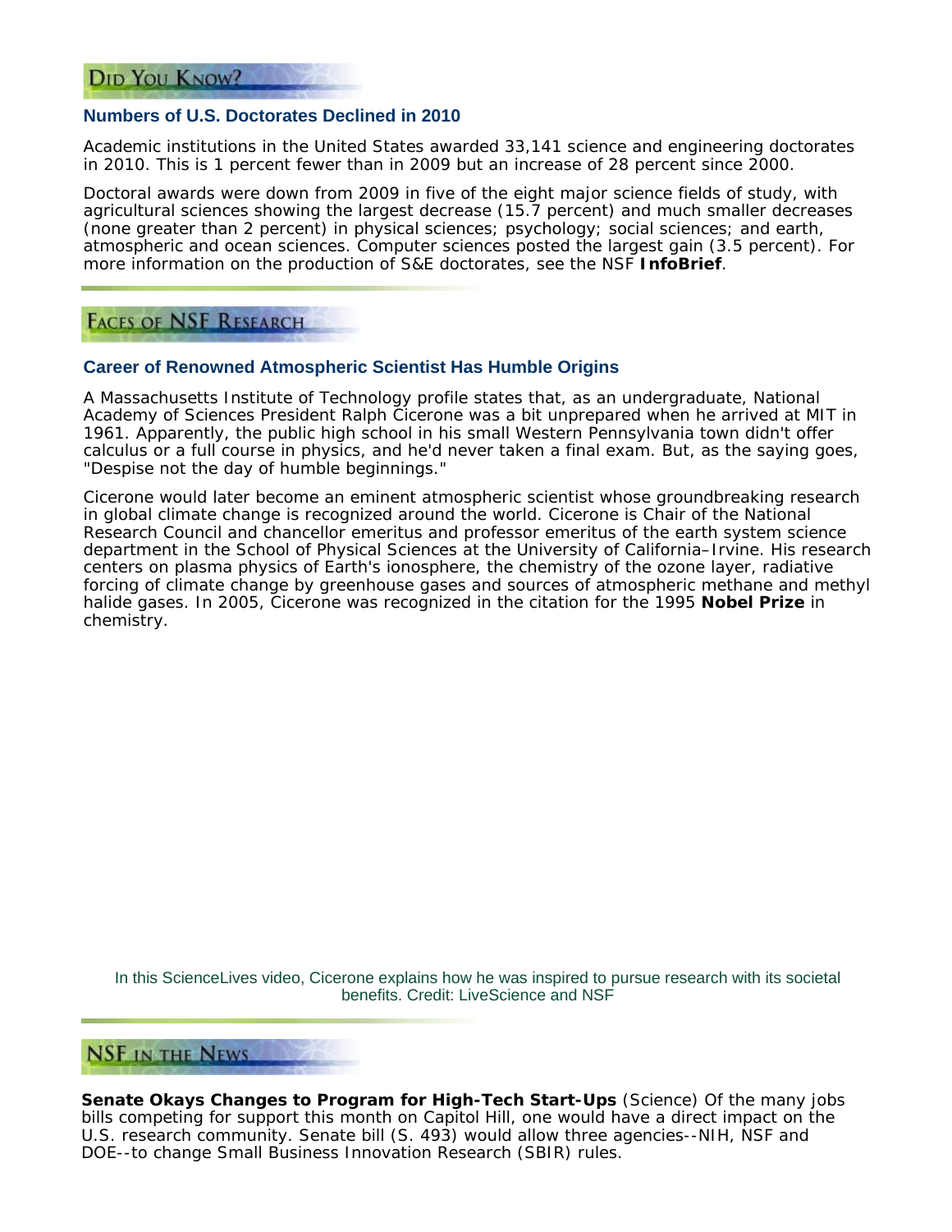## Did You Know?

### Numbers of U.S. Doctorates Declined in 2010

Academic institutions in the United States awarded 33,141 science and engineering doctorates in 2010. This is 1 percent fewer than in 2009 but an increase of 28 percent since 2000.

Doctoral awards were down from 2009 in five of the eight major science fields of study, with agricultural sciences showing the largest decrease (15.7 percent) and much smaller decreases (none greater than 2 percent) in physical sciences; psychology; social sciences; and earth, atmospheric and ocean sciences. Computer sciences posted the largest gain (3.5 percent). For more information on the production of S&E doctorates, see the NSF **InfoBrief**.

## Faces of NSF Research

### Career of Renowned Atmospheric Scientist Has Humble Origins

A Massachusetts Institute of Technology profile states that, as an undergraduate, National Academy of Sciences President Ralph Cicerone was a bit unprepared when he arrived at MIT in 1961. Apparently, the public high school in his small Western Pennsylvania town didn't offer calculus or a full course in physics, and he'd never taken a final exam. But, as the saying goes, "Despise not the day of humble beginnings."

Cicerone would later become an eminent atmospheric scientist whose groundbreaking research in global climate change is recognized around the world. Cicerone is Chair of the National Research Council and chancellor emeritus and professor emeritus of the earth system science department in the School of Physical Sciences at the University of California–Irvine. His research centers on plasma physics of Earth's ionosphere, the chemistry of the ozone layer, radiative forcing of climate change by greenhouse gases and sources of atmospheric methane and methyl halide gases. In 2005, Cicerone was recognized in the citation for the 1995 **Nobel Prize** in chemistry.

In this ScienceLives video, Cicerone explains how he was inspired to pursue research with its societal benefits. Credit: LiveScience and NSF

## NSF in the News

**Senate Okays Changes to Program for High-Tech Start-Ups** (Science) Of the many jobs bills competing for support this month on Capitol Hill, one would have a direct impact on the U.S. research community. Senate bill (S. 493) would allow three agencies--NIH, NSF and DOE--to change Small Business Innovation Research (SBIR) rules.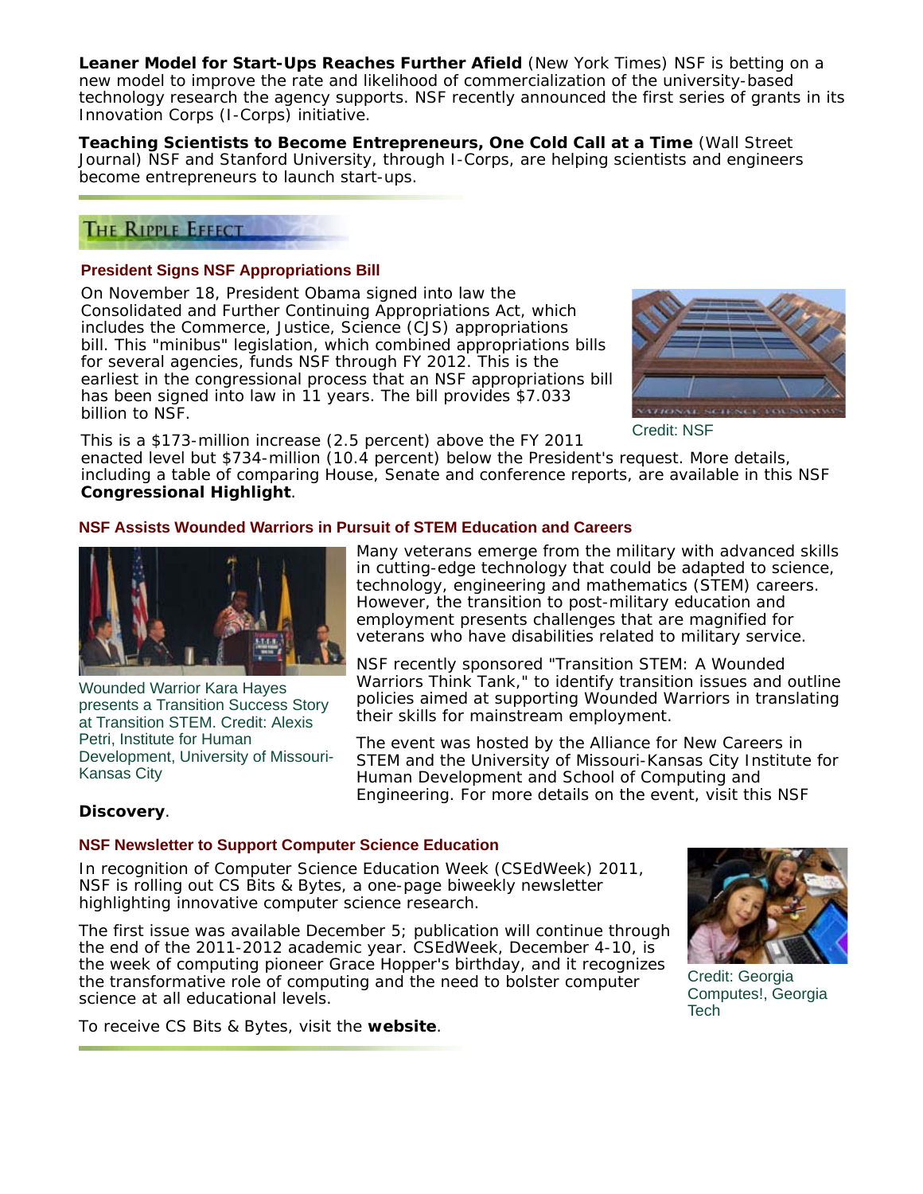**Leaner Model for Start-Ups Reaches Further Afield** (New York Times) NSF is betting on a new model to improve the rate and likelihood of commercialization of the university-based technology research the agency supports. NSF recently announced the first series of grants in its Innovation Corps (I-Corps) initiative.

**Teaching Scientists to Become Entrepreneurs, One Cold Call at a Time** (Wall Street Journal) NSF and Stanford University, through I-Corps, are helping scientists and engineers become entrepreneurs to launch start-ups.

## The Ripple Effect

### President Signs NSF Appropriations Bill

On November 18, President Obama signed into law the Consolidated and Further Continuing Appropriations Act, which includes the Commerce, Justice, Science (CJS) appropriations bill. This "minibus" legislation, which combined appropriations bills for several agencies, funds NSF through FY 2012. This is the earliest in the congressional process that an NSF appropriations bill has been signed into law in 11 years. The bill provides $7.033 billion to NSF.

Credit: NSF

This is a $173-million increase (2.5 percent) above the FY 2011 enacted level but $734-million (10.4 percent) below the President's request. More details, including a table of comparing House, Senate and conference reports, are available in this NSF **Congressional Highlight**.

### NSF Assists Wounded Warriors in Pursuit of STEM Education and Careers

Wounded Warrior Kara Hayes presents a Transition Success Story at Transition STEM. Credit: Alexis Petri, Institute for Human Development, University of Missouri-Kansas City

Many veterans emerge from the military with advanced skills in cutting-edge technology that could be adapted to science, technology, engineering and mathematics (STEM) careers. However, the transition to post-military education and employment presents challenges that are magnified for veterans who have disabilities related to military service.

NSF recently sponsored "Transition STEM: A Wounded Warriors Think Tank," to identify transition issues and outline policies aimed at supporting Wounded Warriors in translating their skills for mainstream employment.

The event was hosted by the Alliance for New Careers in STEM and the University of Missouri-Kansas City Institute for Human Development and School of Computing and Engineering. For more details on the event, visit this NSF **Discovery**.

### NSF Newsletter to Support Computer Science Education

In recognition of Computer Science Education Week (CSEdWeek) 2011, NSF is rolling out CS Bits & Bytes, a one-page biweekly newsletter highlighting innovative computer science research.

The first issue was available December 5; publication will continue through the end of the 2011-2012 academic year. CSEdWeek, December 4-10, is the week of computing pioneer Grace Hopper's birthday, and it recognizes the transformative role of computing and the need to bolster computer science at all educational levels.

Credit: Georgia Computes!, Georgia Tech

To receive CS Bits & Bytes, visit the **website**.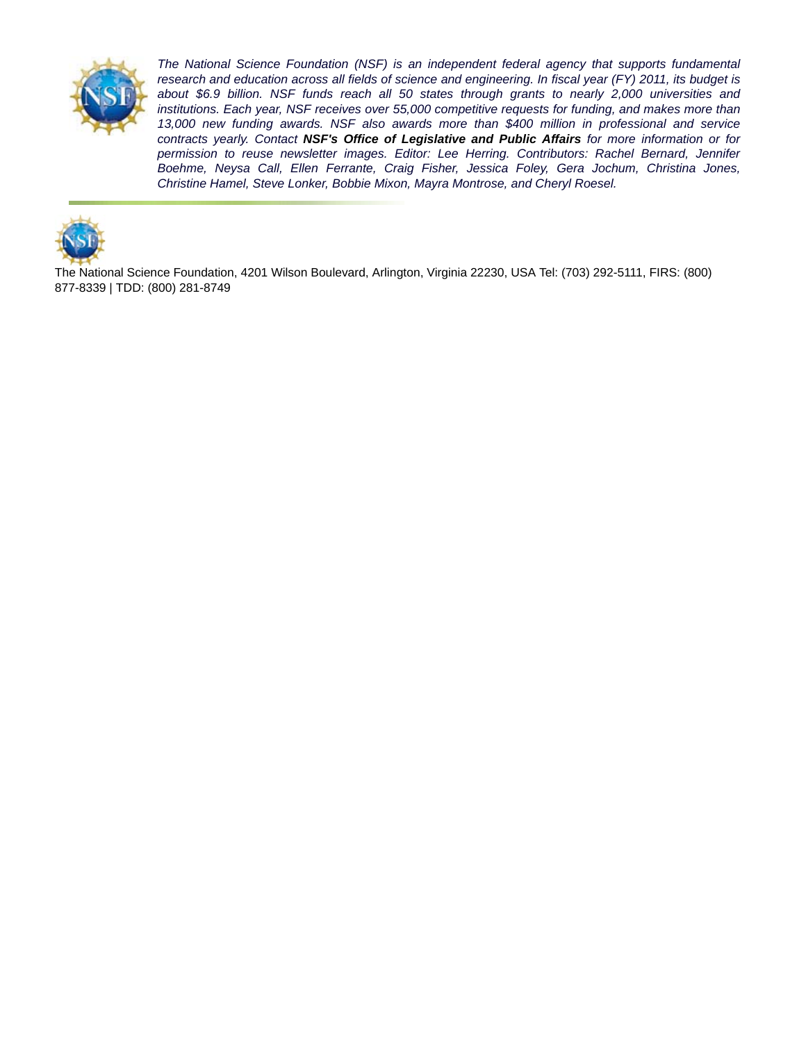*The National Science Foundation (NSF) is an independent federal agency that supports fundamental research and education across all fields of science and engineering. In fiscal year (FY) 2011, its budget is about $6.9 billion. NSF funds reach all 50 states through grants to nearly 2,000 universities and institutions. Each year, NSF receives over 55,000 competitive requests for funding, and makes more than 13,000 new funding awards. NSF also awards more than $400 million in professional and service contracts yearly. Contact* ***NSF's Office of Legislative and Public Affairs*** *for more information or for permission to reuse newsletter images. Editor: Lee Herring. Contributors: Rachel Bernard, Jennifer Boehme, Neysa Call, Ellen Ferrante, Craig Fisher, Jessica Foley, Gera Jochum, Christina Jones, Christine Hamel, Steve Lonker, Bobbie Mixon, Mayra Montrose, and Cheryl Roesel.*

---

The National Science Foundation, 4201 Wilson Boulevard, Arlington, Virginia 22230, USA Tel: (703) 292-5111, FIRS: (800) 877-8339 | TDD: (800) 281-8749